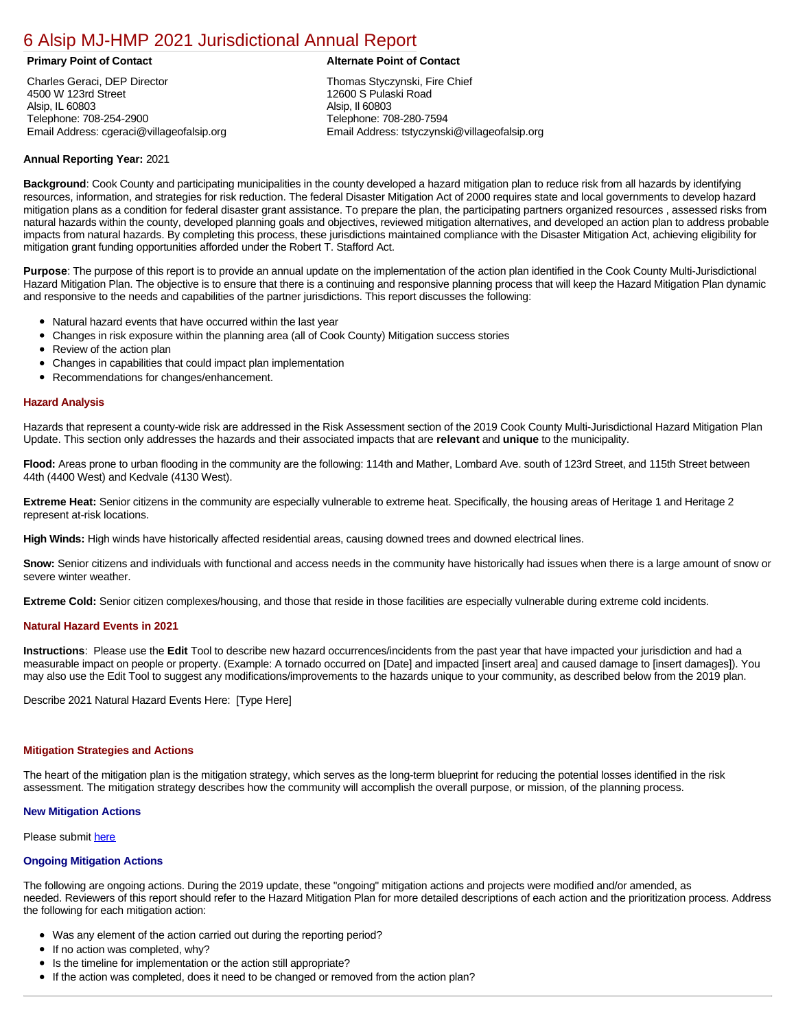# 6 Alsip MJ-HMP 2021 Jurisdictional Annual Report

**Primary Point of Contact**

Charles Geraci, DEP Director
4500 W 123rd Street
Alsip, IL 60803
Telephone: 708-254-2900
Email Address: cgeraci@villageofalsip.org

**Alternate Point of Contact**

Thomas Styczynski, Fire Chief
12600 S Pulaski Road
Alsip, Il 60803
Telephone: 708-280-7594
Email Address: tstyczynski@villageofalsip.org

**Annual Reporting Year:** 2021

**Background**: Cook County and participating municipalities in the county developed a hazard mitigation plan to reduce risk from all hazards by identifying resources, information, and strategies for risk reduction. The federal Disaster Mitigation Act of 2000 requires state and local governments to develop hazard mitigation plans as a condition for federal disaster grant assistance. To prepare the plan, the participating partners organized resources , assessed risks from natural hazards within the county, developed planning goals and objectives, reviewed mitigation alternatives, and developed an action plan to address probable impacts from natural hazards. By completing this process, these jurisdictions maintained compliance with the Disaster Mitigation Act, achieving eligibility for mitigation grant funding opportunities afforded under the Robert T. Stafford Act.

**Purpose**: The purpose of this report is to provide an annual update on the implementation of the action plan identified in the Cook County Multi-Jurisdictional Hazard Mitigation Plan. The objective is to ensure that there is a continuing and responsive planning process that will keep the Hazard Mitigation Plan dynamic and responsive to the needs and capabilities of the partner jurisdictions. This report discusses the following:

- Natural hazard events that have occurred within the last year
- Changes in risk exposure within the planning area (all of Cook County) Mitigation success stories
- Review of the action plan
- Changes in capabilities that could impact plan implementation
- Recommendations for changes/enhancement.

### Hazard Analysis

Hazards that represent a county-wide risk are addressed in the Risk Assessment section of the 2019 Cook County Multi-Jurisdictional Hazard Mitigation Plan Update. This section only addresses the hazards and their associated impacts that are **relevant** and **unique** to the municipality.

**Flood:** Areas prone to urban flooding in the community are the following: 114th and Mather, Lombard Ave. south of 123rd Street, and 115th Street between 44th (4400 West) and Kedvale (4130 West).

**Extreme Heat:** Senior citizens in the community are especially vulnerable to extreme heat. Specifically, the housing areas of Heritage 1 and Heritage 2 represent at-risk locations.

**High Winds:** High winds have historically affected residential areas, causing downed trees and downed electrical lines.

**Snow:** Senior citizens and individuals with functional and access needs in the community have historically had issues when there is a large amount of snow or severe winter weather.

**Extreme Cold:** Senior citizen complexes/housing, and those that reside in those facilities are especially vulnerable during extreme cold incidents.

### Natural Hazard Events in 2021

**Instructions**: Please use the **Edit** Tool to describe new hazard occurrences/incidents from the past year that have impacted your jurisdiction and had a measurable impact on people or property. (Example: A tornado occurred on [Date] and impacted [insert area] and caused damage to [insert damages]). You may also use the Edit Tool to suggest any modifications/improvements to the hazards unique to your community, as described below from the 2019 plan.

Describe 2021 Natural Hazard Events Here: [Type Here]

### Mitigation Strategies and Actions

The heart of the mitigation plan is the mitigation strategy, which serves as the long-term blueprint for reducing the potential losses identified in the risk assessment. The mitigation strategy describes how the community will accomplish the overall purpose, or mission, of the planning process.

#### New Mitigation Actions

Please submit here

#### Ongoing Mitigation Actions

The following are ongoing actions. During the 2019 update, these "ongoing" mitigation actions and projects were modified and/or amended, as needed. Reviewers of this report should refer to the Hazard Mitigation Plan for more detailed descriptions of each action and the prioritization process. Address the following for each mitigation action:

- Was any element of the action carried out during the reporting period?
- If no action was completed, why?
- Is the timeline for implementation or the action still appropriate?
- If the action was completed, does it need to be changed or removed from the action plan?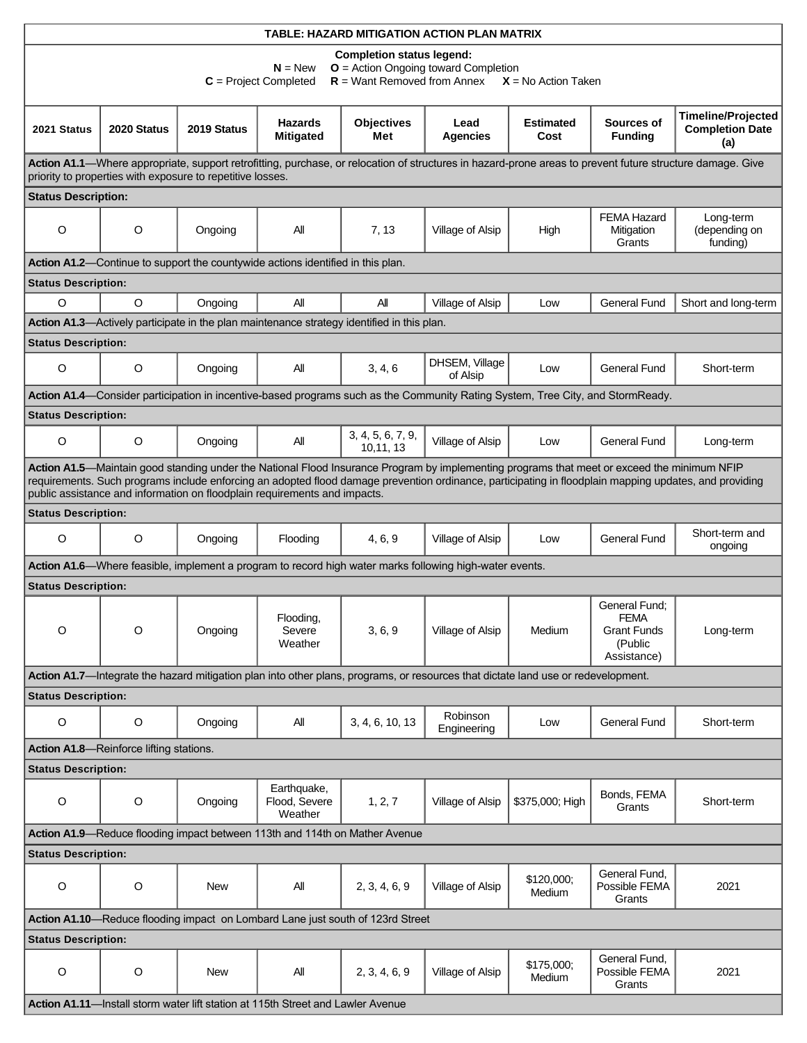**TABLE: HAZARD MITIGATION ACTION PLAN MATRIX**

**Completion status legend:**
**N** = New **O** = Action Ongoing toward Completion
**C** = Project Completed **R** = Want Removed from Annex **X** = No Action Taken

| 2021 Status | 2020 Status | 2019 Status | Hazards Mitigated | Objectives Met | Lead Agencies | Estimated Cost | Sources of Funding | Timeline/Projected Completion Date (a) |
|---|---|---|---|---|---|---|---|---|
| **Action A1.1**—Where appropriate, support retrofitting, purchase, or relocation of structures in hazard-prone areas to prevent future structure damage. Give priority to properties with exposure to repetitive losses. | | | | | | | | |
| **Status Description:** | | | | | | | | |
| O | O | Ongoing | All | 7, 13 | Village of Alsip | High | FEMA Hazard Mitigation Grants | Long-term (depending on funding) |
| **Action A1.2**—Continue to support the countywide actions identified in this plan. | | | | | | | | |
| **Status Description:** | | | | | | | | |
| O | O | Ongoing | All | All | Village of Alsip | Low | General Fund | Short and long-term |
| **Action A1.3**—Actively participate in the plan maintenance strategy identified in this plan. | | | | | | | | |
| **Status Description:** | | | | | | | | |
| O | O | Ongoing | All | 3, 4, 6 | DHSEM, Village of Alsip | Low | General Fund | Short-term |
| **Action A1.4**—Consider participation in incentive-based programs such as the Community Rating System, Tree City, and StormReady. | | | | | | | | |
| **Status Description:** | | | | | | | | |
| O | O | Ongoing | All | 3, 4, 5, 6, 7, 9, 10,11, 13 | Village of Alsip | Low | General Fund | Long-term |
| **Action A1.5**—Maintain good standing under the National Flood Insurance Program by implementing programs that meet or exceed the minimum NFIP requirements. Such programs include enforcing an adopted flood damage prevention ordinance, participating in floodplain mapping updates, and providing public assistance and information on floodplain requirements and impacts. | | | | | | | | |
| **Status Description:** | | | | | | | | |
| O | O | Ongoing | Flooding | 4, 6, 9 | Village of Alsip | Low | General Fund | Short-term and ongoing |
| **Action A1.6**—Where feasible, implement a program to record high water marks following high-water events. | | | | | | | | |
| **Status Description:** | | | | | | | | |
| O | O | Ongoing | Flooding, Severe Weather | 3, 6, 9 | Village of Alsip | Medium | General Fund; FEMA Grant Funds (Public Assistance) | Long-term |
| **Action A1.7**—Integrate the hazard mitigation plan into other plans, programs, or resources that dictate land use or redevelopment. | | | | | | | | |
| **Status Description:** | | | | | | | | |
| O | O | Ongoing | All | 3, 4, 6, 10, 13 | Robinson Engineering | Low | General Fund | Short-term |
| **Action A1.8**—Reinforce lifting stations. | | | | | | | | |
| **Status Description:** | | | | | | | | |
| O | O | Ongoing | Earthquake, Flood, Severe Weather | 1, 2, 7 | Village of Alsip | $375,000; High | Bonds, FEMA Grants | Short-term |
| **Action A1.9**—Reduce flooding impact between 113th and 114th on Mather Avenue | | | | | | | | |
| **Status Description:** | | | | | | | | |
| O | O | New | All | 2, 3, 4, 6, 9 | Village of Alsip | $120,000; Medium | General Fund, Possible FEMA Grants | 2021 |
| **Action A1.10**—Reduce flooding impact on Lombard Lane just south of 123rd Street | | | | | | | | |
| **Status Description:** | | | | | | | | |
| O | O | New | All | 2, 3, 4, 6, 9 | Village of Alsip | $175,000; Medium | General Fund, Possible FEMA Grants | 2021 |
| **Action A1.11**—Install storm water lift station at 115th Street and Lawler Avenue | | | | | | | | |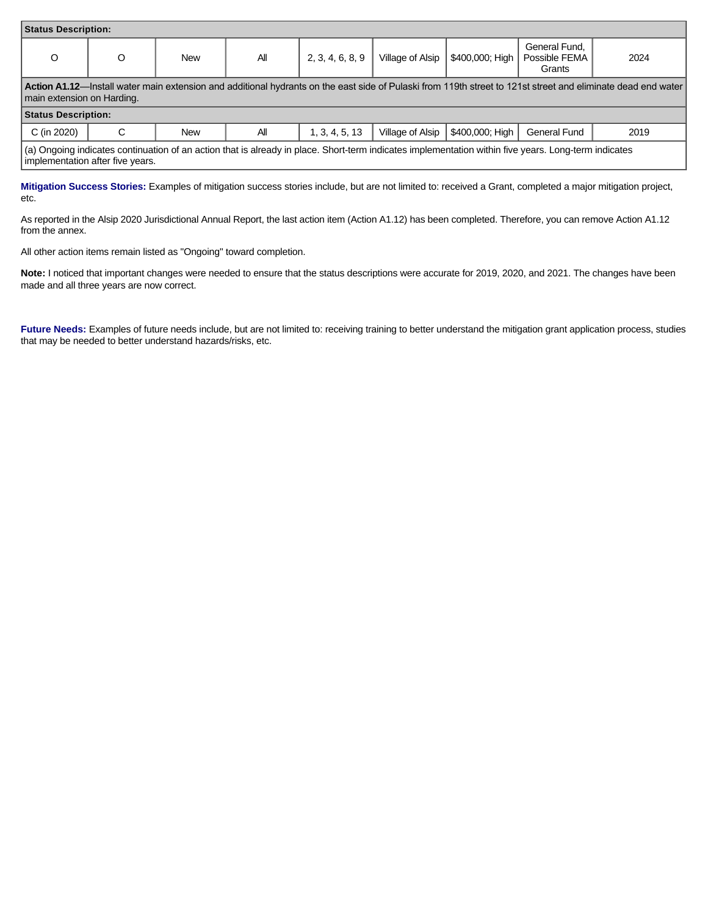| | | | | | | | | |
|---|---|---|---|---|---|---|---|---|
| **Status Description:** | | | | | | | | |
| O | O | New | All | 2, 3, 4, 6, 8, 9 | Village of Alsip | $400,000; High | General Fund, Possible FEMA Grants | 2024 |
| **Action A1.12**—Install water main extension and additional hydrants on the east side of Pulaski from 119th street to 121st street and eliminate dead end water main extension on Harding. | | | | | | | | |
| **Status Description:** | | | | | | | | |
| C (in 2020) | C | New | All | 1, 3, 4, 5, 13 | Village of Alsip | $400,000; High | General Fund | 2019 |
| (a) Ongoing indicates continuation of an action that is already in place. Short-term indicates implementation within five years. Long-term indicates implementation after five years. | | | | | | | | |

**Mitigation Success Stories:** Examples of mitigation success stories include, but are not limited to: received a Grant, completed a major mitigation project, etc.

As reported in the Alsip 2020 Jurisdictional Annual Report, the last action item (Action A1.12) has been completed. Therefore, you can remove Action A1.12 from the annex.

All other action items remain listed as "Ongoing" toward completion.

**Note:** I noticed that important changes were needed to ensure that the status descriptions were accurate for 2019, 2020, and 2021. The changes have been made and all three years are now correct.

**Future Needs:** Examples of future needs include, but are not limited to: receiving training to better understand the mitigation grant application process, studies that may be needed to better understand hazards/risks, etc.